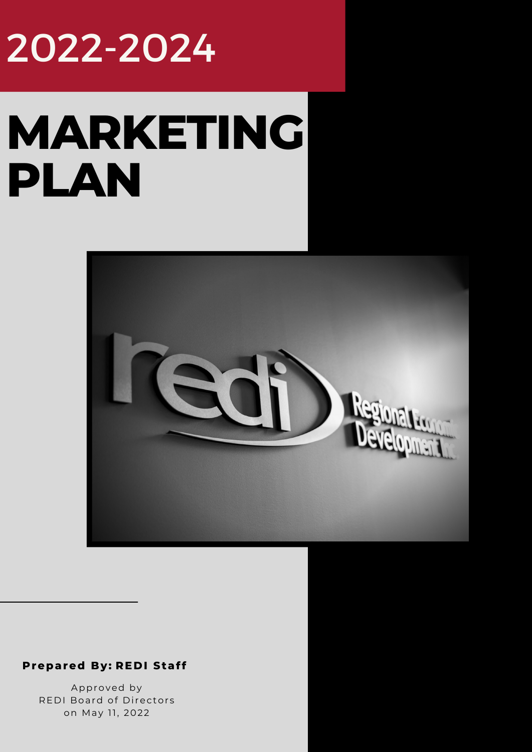# 2022-2024

# MARKETING PLAN

**Prepared By: REDI Staff**

Approved by
REDI Board of Directors
on May 11, 2022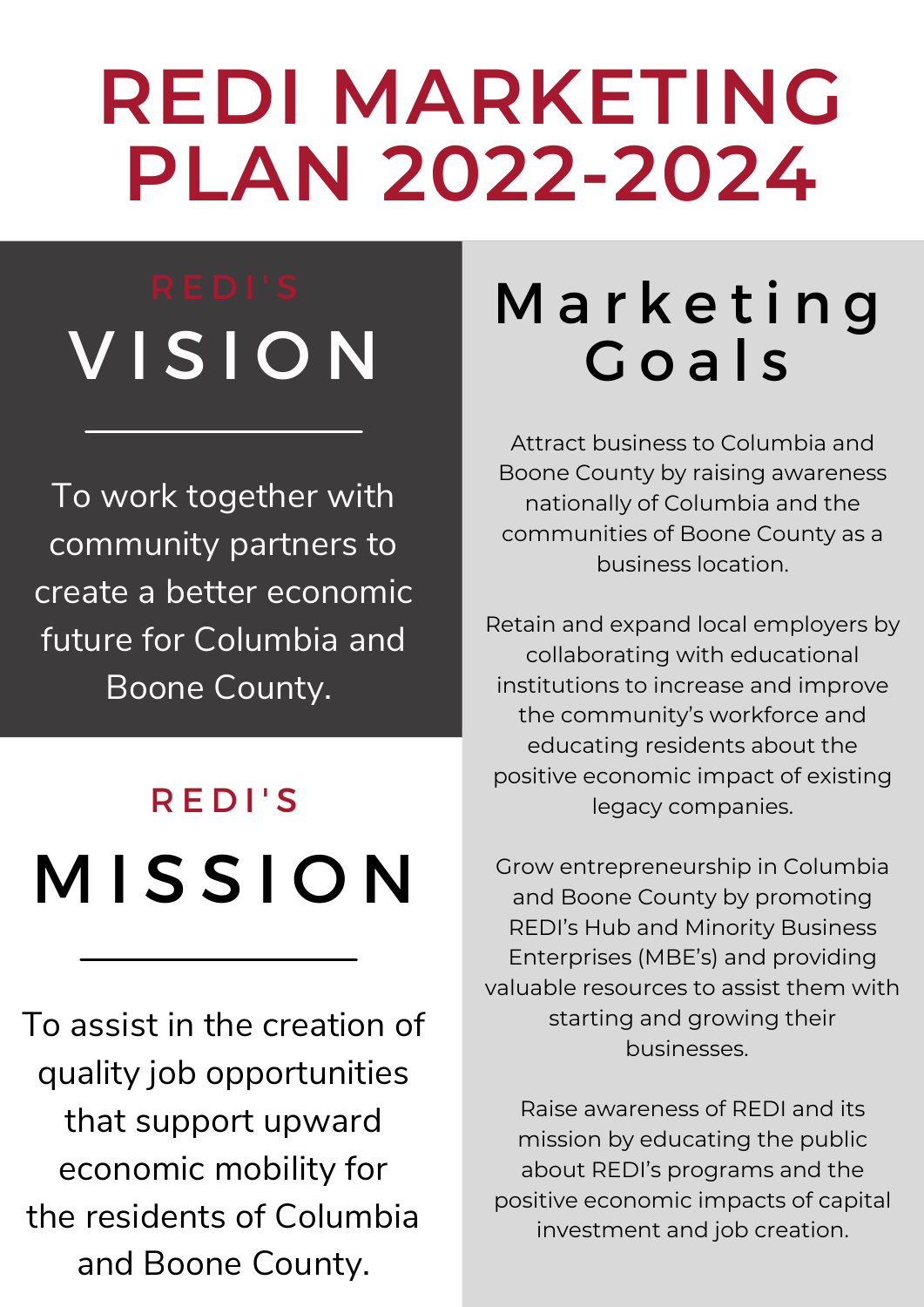# REDI MARKETING PLAN 2022-2024

## REDI'S VISION

To work together with community partners to create a better economic future for Columbia and Boone County.

## REDI'S MISSION

To assist in the creation of quality job opportunities that support upward economic mobility for the residents of Columbia and Boone County.

## Marketing Goals

Attract business to Columbia and Boone County by raising awareness nationally of Columbia and the communities of Boone County as a business location.

Retain and expand local employers by collaborating with educational institutions to increase and improve the community's workforce and educating residents about the positive economic impact of existing legacy companies.

Grow entrepreneurship in Columbia and Boone County by promoting REDI's Hub and Minority Business Enterprises (MBE's) and providing valuable resources to assist them with starting and growing their businesses.

Raise awareness of REDI and its mission by educating the public about REDI's programs and the positive economic impacts of capital investment and job creation.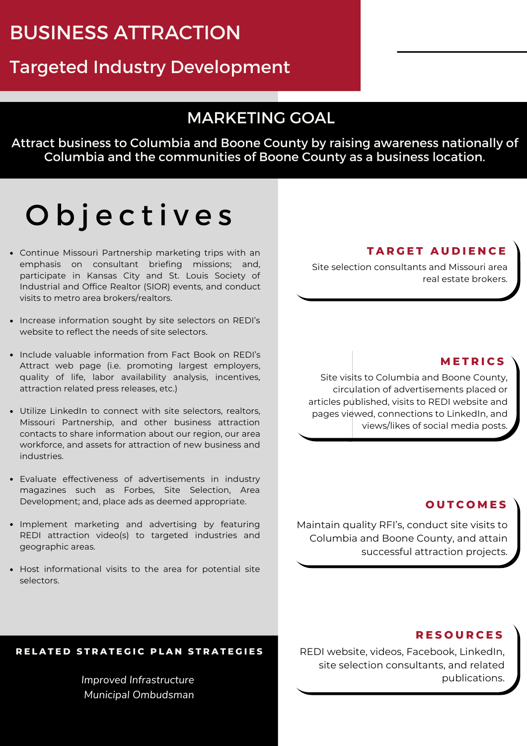# BUSINESS ATTRACTION

## Targeted Industry Development

## MARKETING GOAL

**Attract business to Columbia and Boone County by raising awareness nationally of Columbia and the communities of Boone County as a business location.**

## Objectives

- Continue Missouri Partnership marketing trips with an emphasis on consultant briefing missions; and, participate in Kansas City and St. Louis Society of Industrial and Office Realtor (SIOR) events, and conduct visits to metro area brokers/realtors.
- Increase information sought by site selectors on REDI's website to reflect the needs of site selectors.
- Include valuable information from Fact Book on REDI's Attract web page (i.e. promoting largest employers, quality of life, labor availability analysis, incentives, attraction related press releases, etc.)
- Utilize LinkedIn to connect with site selectors, realtors, Missouri Partnership, and other business attraction contacts to share information about our region, our area workforce, and assets for attraction of new business and industries.
- Evaluate effectiveness of advertisements in industry magazines such as Forbes, Site Selection, Area Development; and, place ads as deemed appropriate.
- Implement marketing and advertising by featuring REDI attraction video(s) to targeted industries and geographic areas.
- Host informational visits to the area for potential site selectors.

### TARGET AUDIENCE

Site selection consultants and Missouri area real estate brokers.

### METRICS

Site visits to Columbia and Boone County, circulation of advertisements placed or articles published, visits to REDI website and pages viewed, connections to LinkedIn, and views/likes of social media posts.

### OUTCOMES

Maintain quality RFI's, conduct site visits to Columbia and Boone County, and attain successful attraction projects.

### RESOURCES

REDI website, videos, Facebook, LinkedIn, site selection consultants, and related publications.

### RELATED STRATEGIC PLAN STRATEGIES

*Improved Infrastructure*
*Municipal Ombudsman*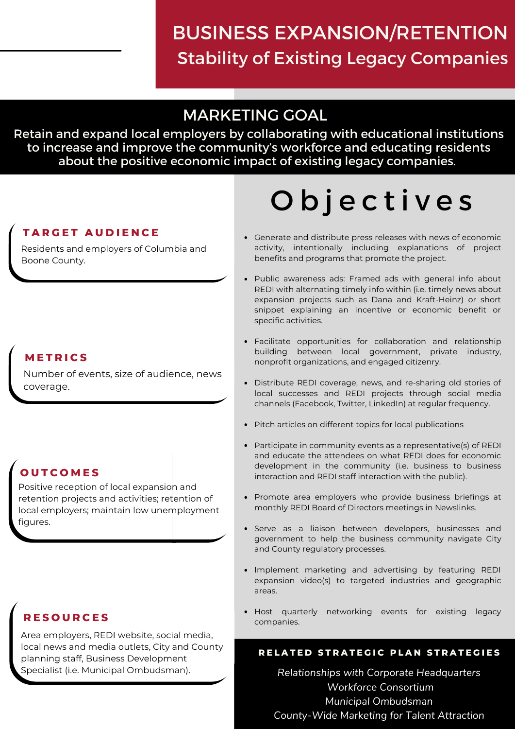# BUSINESS EXPANSION/RETENTION

## Stability of Existing Legacy Companies

## MARKETING GOAL

**Retain and expand local employers by collaborating with educational institutions to increase and improve the community's workforce and educating residents about the positive economic impact of existing legacy companies.**

### TARGET AUDIENCE

Residents and employers of Columbia and Boone County.

### METRICS

Number of events, size of audience, news coverage.

### OUTCOMES

Positive reception of local expansion and retention projects and activities; retention of local employers; maintain low unemployment figures.

### RESOURCES

Area employers, REDI website, social media, local news and media outlets, City and County planning staff, Business Development Specialist (i.e. Municipal Ombudsman).

## Objectives

- Generate and distribute press releases with news of economic activity, intentionally including explanations of project benefits and programs that promote the project.
- Public awareness ads: Framed ads with general info about REDI with alternating timely info within (i.e. timely news about expansion projects such as Dana and Kraft-Heinz) or short snippet explaining an incentive or economic benefit or specific activities.
- Facilitate opportunities for collaboration and relationship building between local government, private industry, nonprofit organizations, and engaged citizenry.
- Distribute REDI coverage, news, and re-sharing old stories of local successes and REDI projects through social media channels (Facebook, Twitter, LinkedIn) at regular frequency.
- Pitch articles on different topics for local publications
- Participate in community events as a representative(s) of REDI and educate the attendees on what REDI does for economic development in the community (i.e. business to business interaction and REDI staff interaction with the public).
- Promote area employers who provide business briefings at monthly REDI Board of Directors meetings in Newslinks.
- Serve as a liaison between developers, businesses and government to help the business community navigate City and County regulatory processes.
- Implement marketing and advertising by featuring REDI expansion video(s) to targeted industries and geographic areas.
- Host quarterly networking events for existing legacy companies.

### RELATED STRATEGIC PLAN STRATEGIES

*Relationships with Corporate Headquarters*
*Workforce Consortium*
*Municipal Ombudsman*
*County-Wide Marketing for Talent Attraction*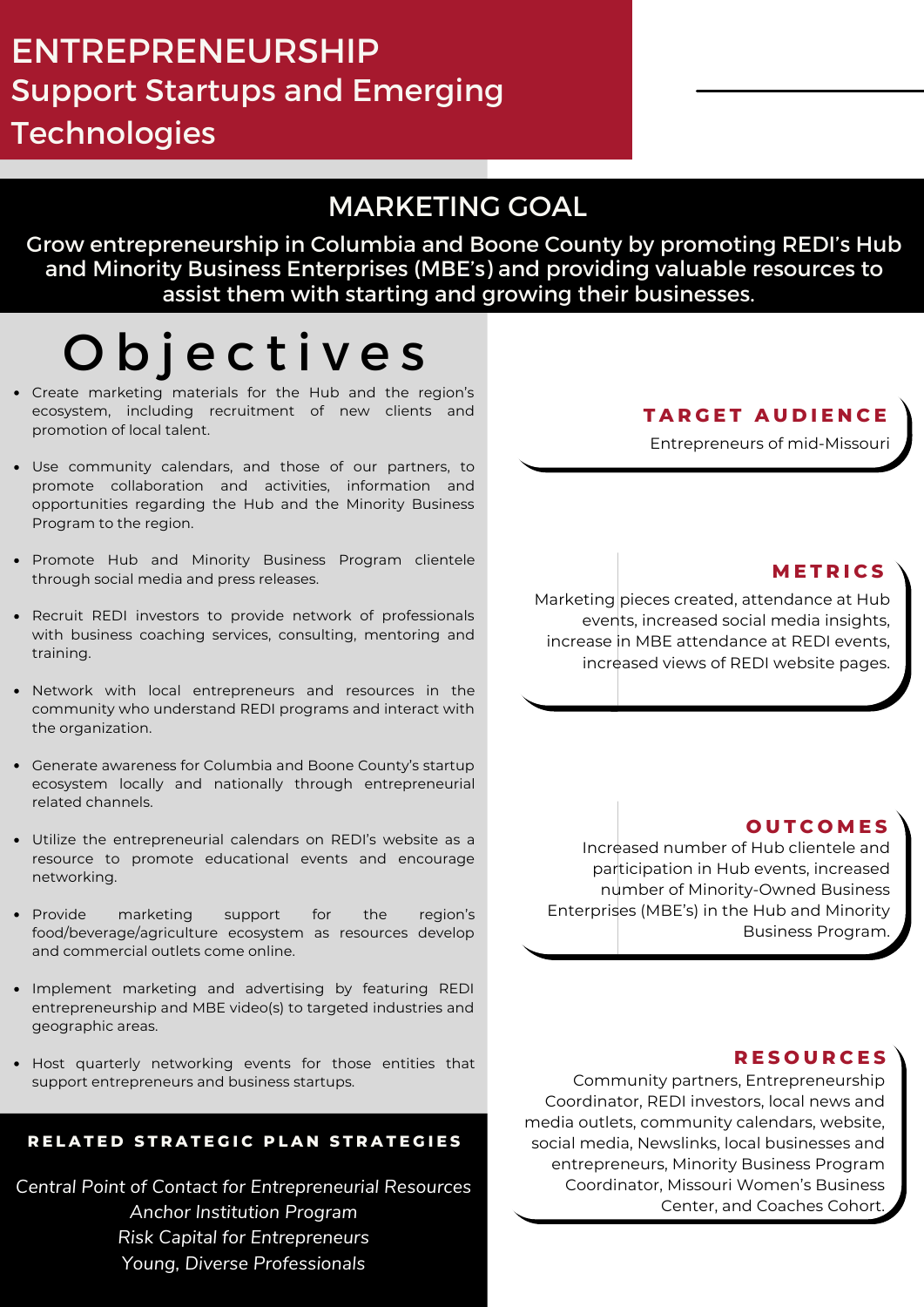# ENTREPRENEURSHIP

## Support Startups and Emerging Technologies

## MARKETING GOAL

**Grow entrepreneurship in Columbia and Boone County by promoting REDI's Hub and Minority Business Enterprises (MBE's) and providing valuable resources to assist them with starting and growing their businesses.**

## Objectives

- Create marketing materials for the Hub and the region's ecosystem, including recruitment of new clients and promotion of local talent.
- Use community calendars, and those of our partners, to promote collaboration and activities, information and opportunities regarding the Hub and the Minority Business Program to the region.
- Promote Hub and Minority Business Program clientele through social media and press releases.
- Recruit REDI investors to provide network of professionals with business coaching services, consulting, mentoring and training.
- Network with local entrepreneurs and resources in the community who understand REDI programs and interact with the organization.
- Generate awareness for Columbia and Boone County's startup ecosystem locally and nationally through entrepreneurial related channels.
- Utilize the entrepreneurial calendars on REDI's website as a resource to promote educational events and encourage networking.
- Provide marketing support for the region's food/beverage/agriculture ecosystem as resources develop and commercial outlets come online.
- Implement marketing and advertising by featuring REDI entrepreneurship and MBE video(s) to targeted industries and geographic areas.
- Host quarterly networking events for those entities that support entrepreneurs and business startups.

### RELATED STRATEGIC PLAN STRATEGIES

*Central Point of Contact for Entrepreneurial Resources*
*Anchor Institution Program*
*Risk Capital for Entrepreneurs*
*Young, Diverse Professionals*

### TARGET AUDIENCE

Entrepreneurs of mid-Missouri

### METRICS

Marketing pieces created, attendance at Hub events, increased social media insights, increase in MBE attendance at REDI events, increased views of REDI website pages.

### OUTCOMES

Increased number of Hub clientele and participation in Hub events, increased number of Minority-Owned Business Enterprises (MBE's) in the Hub and Minority Business Program.

### RESOURCES

Community partners, Entrepreneurship Coordinator, REDI investors, local news and media outlets, community calendars, website, social media, Newslinks, local businesses and entrepreneurs, Minority Business Program Coordinator, Missouri Women's Business Center, and Coaches Cohort.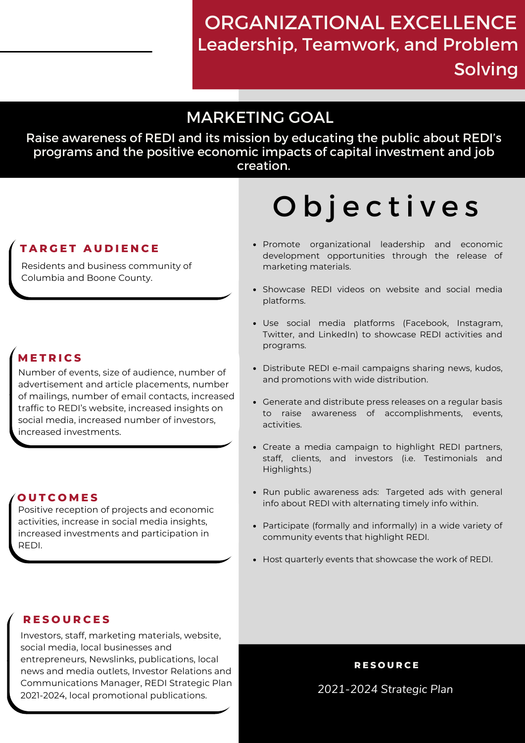# ORGANIZATIONAL EXCELLENCE
## Leadership, Teamwork, and Problem Solving

## MARKETING GOAL

Raise awareness of REDI and its mission by educating the public about REDI's programs and the positive economic impacts of capital investment and job creation.

### TARGET AUDIENCE

Residents and business community of Columbia and Boone County.

### METRICS

Number of events, size of audience, number of advertisement and article placements, number of mailings, number of email contacts, increased traffic to REDI's website, increased insights on social media, increased number of investors, increased investments.

### OUTCOMES

Positive reception of projects and economic activities, increase in social media insights, increased investments and participation in REDI.

### RESOURCES

Investors, staff, marketing materials, website, social media, local businesses and entrepreneurs, Newslinks, publications, local news and media outlets, Investor Relations and Communications Manager, REDI Strategic Plan 2021-2024, local promotional publications.

## Objectives

- Promote organizational leadership and economic development opportunities through the release of marketing materials.
- Showcase REDI videos on website and social media platforms.
- Use social media platforms (Facebook, Instagram, Twitter, and LinkedIn) to showcase REDI activities and programs.
- Distribute REDI e-mail campaigns sharing news, kudos, and promotions with wide distribution.
- Generate and distribute press releases on a regular basis to raise awareness of accomplishments, events, activities.
- Create a media campaign to highlight REDI partners, staff, clients, and investors (i.e. Testimonials and Highlights.)
- Run public awareness ads: Targeted ads with general info about REDI with alternating timely info within.
- Participate (formally and informally) in a wide variety of community events that highlight REDI.
- Host quarterly events that showcase the work of REDI.

### RESOURCE

*2021-2024 Strategic Plan*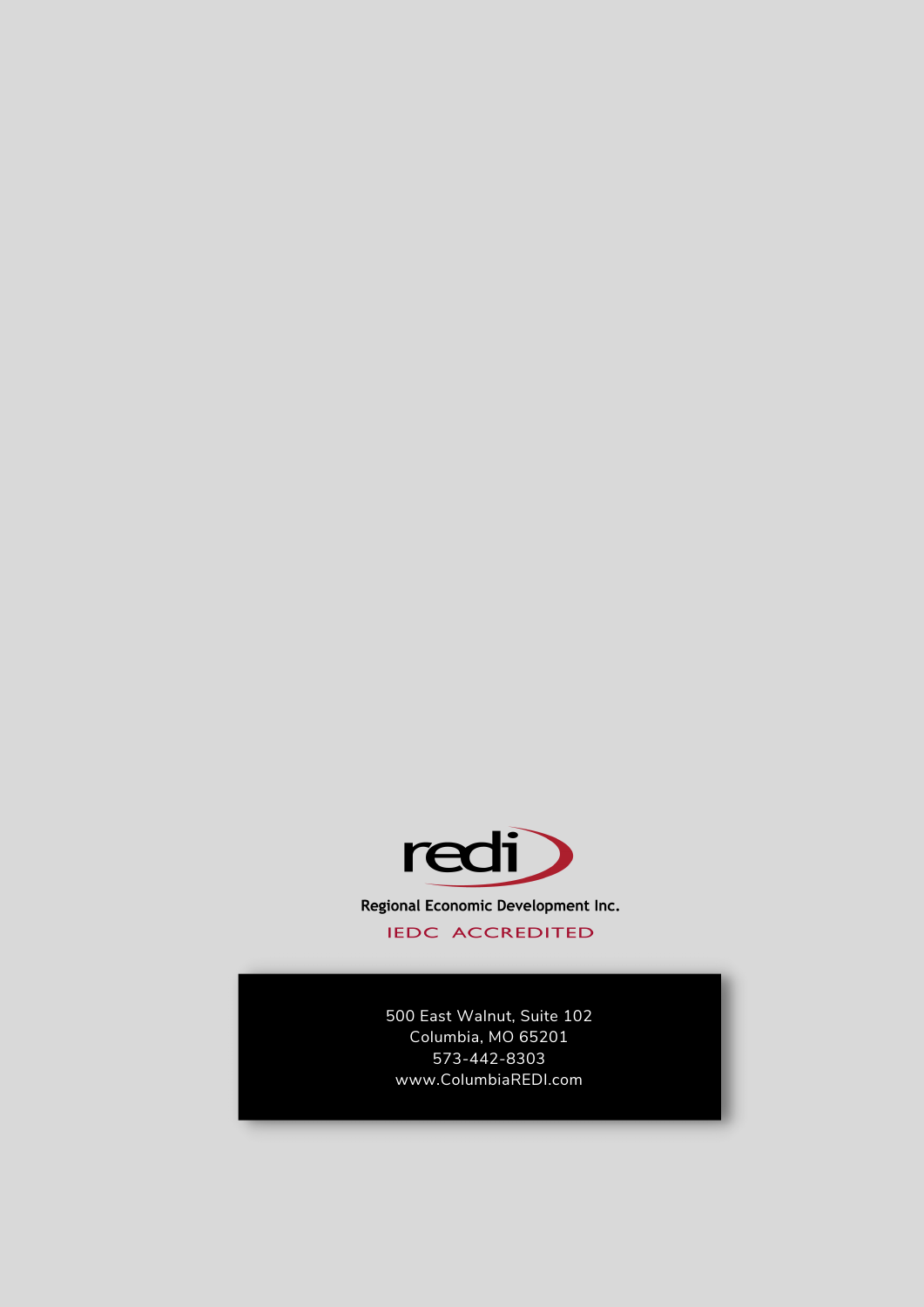redi

Regional Economic Development Inc.

IEDC ACCREDITED

500 East Walnut, Suite 102
Columbia, MO 65201
573-442-8303
www.ColumbiaREDI.com